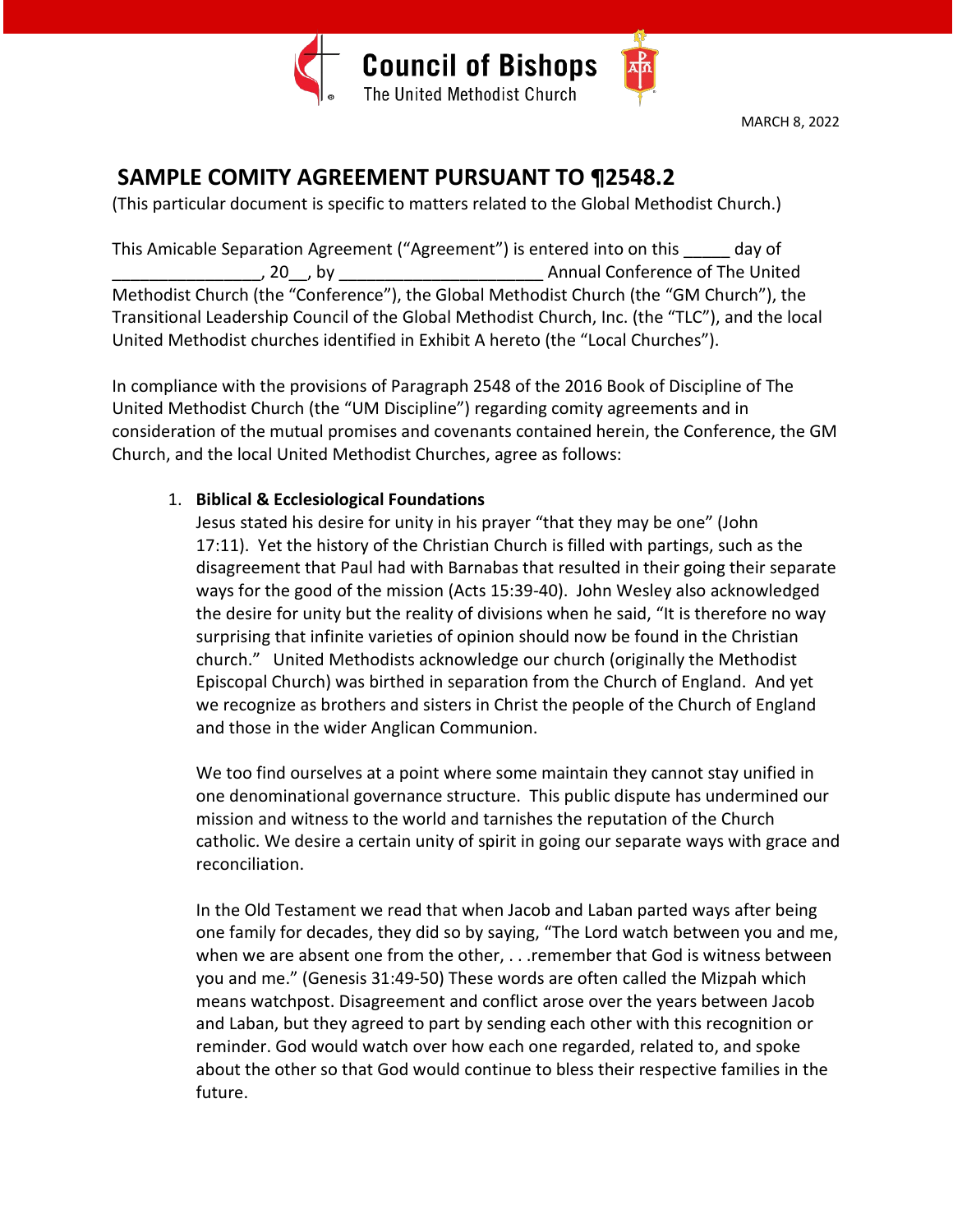Council of Bishops
The United Methodist Church

MARCH 8, 2022

# SAMPLE COMITY AGREEMENT PURSUANT TO ¶2548.2

(This particular document is specific to matters related to the Global Methodist Church.)

This Amicable Separation Agreement ("Agreement") is entered into on this _____ day of ________________, 20__, by ______________________ Annual Conference of The United Methodist Church (the "Conference"), the Global Methodist Church (the "GM Church"), the Transitional Leadership Council of the Global Methodist Church, Inc. (the "TLC"), and the local United Methodist churches identified in Exhibit A hereto (the "Local Churches").

In compliance with the provisions of Paragraph 2548 of the 2016 Book of Discipline of The United Methodist Church (the "UM Discipline") regarding comity agreements and in consideration of the mutual promises and covenants contained herein, the Conference, the GM Church, and the local United Methodist Churches, agree as follows:

1. **Biblical & Ecclesiological Foundations**

   Jesus stated his desire for unity in his prayer "that they may be one" (John 17:11). Yet the history of the Christian Church is filled with partings, such as the disagreement that Paul had with Barnabas that resulted in their going their separate ways for the good of the mission (Acts 15:39-40). John Wesley also acknowledged the desire for unity but the reality of divisions when he said, "It is therefore no way surprising that infinite varieties of opinion should now be found in the Christian church." United Methodists acknowledge our church (originally the Methodist Episcopal Church) was birthed in separation from the Church of England. And yet we recognize as brothers and sisters in Christ the people of the Church of England and those in the wider Anglican Communion.

   We too find ourselves at a point where some maintain they cannot stay unified in one denominational governance structure. This public dispute has undermined our mission and witness to the world and tarnishes the reputation of the Church catholic. We desire a certain unity of spirit in going our separate ways with grace and reconciliation.

   In the Old Testament we read that when Jacob and Laban parted ways after being one family for decades, they did so by saying, "The Lord watch between you and me, when we are absent one from the other, . . .remember that God is witness between you and me." (Genesis 31:49-50) These words are often called the Mizpah which means watchpost. Disagreement and conflict arose over the years between Jacob and Laban, but they agreed to part by sending each other with this recognition or reminder. God would watch over how each one regarded, related to, and spoke about the other so that God would continue to bless their respective families in the future.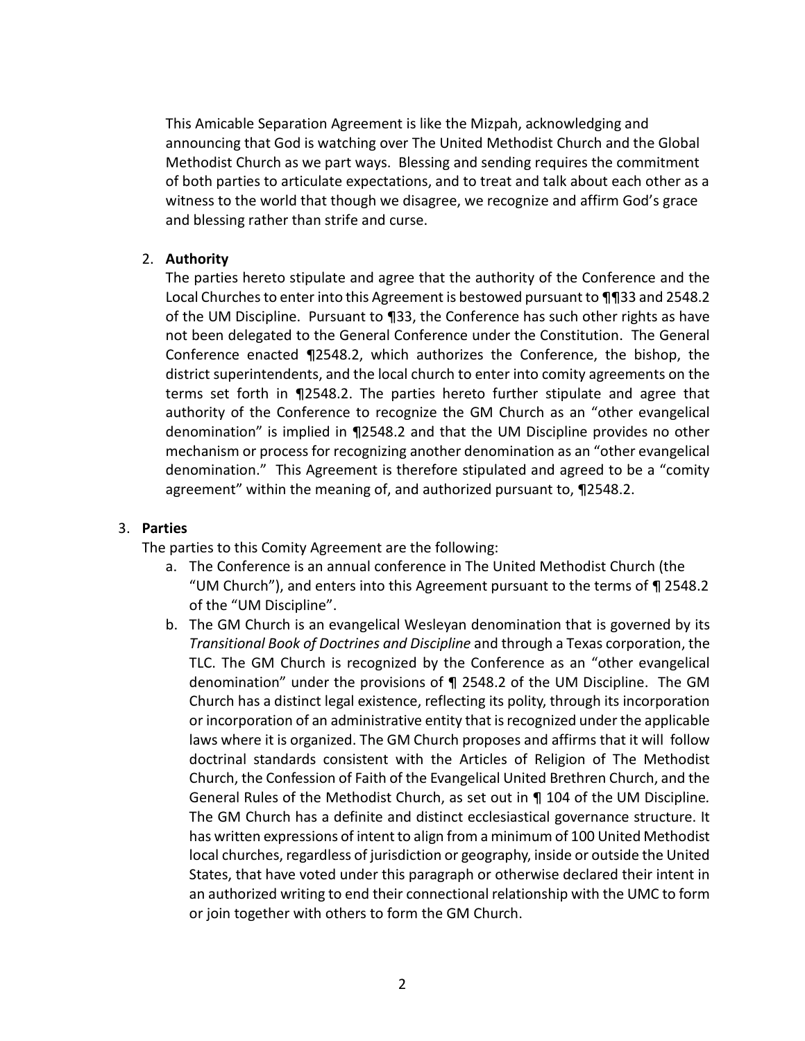This Amicable Separation Agreement is like the Mizpah, acknowledging and announcing that God is watching over The United Methodist Church and the Global Methodist Church as we part ways. Blessing and sending requires the commitment of both parties to articulate expectations, and to treat and talk about each other as a witness to the world that though we disagree, we recognize and affirm God's grace and blessing rather than strife and curse.

2. **Authority**

   The parties hereto stipulate and agree that the authority of the Conference and the Local Churches to enter into this Agreement is bestowed pursuant to ¶¶33 and 2548.2 of the UM Discipline. Pursuant to ¶33, the Conference has such other rights as have not been delegated to the General Conference under the Constitution. The General Conference enacted ¶2548.2, which authorizes the Conference, the bishop, the district superintendents, and the local church to enter into comity agreements on the terms set forth in ¶2548.2. The parties hereto further stipulate and agree that authority of the Conference to recognize the GM Church as an "other evangelical denomination" is implied in ¶2548.2 and that the UM Discipline provides no other mechanism or process for recognizing another denomination as an "other evangelical denomination." This Agreement is therefore stipulated and agreed to be a "comity agreement" within the meaning of, and authorized pursuant to, ¶2548.2.

3. **Parties**

   The parties to this Comity Agreement are the following:

   a. The Conference is an annual conference in The United Methodist Church (the "UM Church"), and enters into this Agreement pursuant to the terms of ¶ 2548.2 of the "UM Discipline".

   b. The GM Church is an evangelical Wesleyan denomination that is governed by its *Transitional Book of Doctrines and Discipline* and through a Texas corporation, the TLC. The GM Church is recognized by the Conference as an "other evangelical denomination" under the provisions of ¶ 2548.2 of the UM Discipline. The GM Church has a distinct legal existence, reflecting its polity, through its incorporation or incorporation of an administrative entity that is recognized under the applicable laws where it is organized. The GM Church proposes and affirms that it will follow doctrinal standards consistent with the Articles of Religion of The Methodist Church, the Confession of Faith of the Evangelical United Brethren Church, and the General Rules of the Methodist Church, as set out in ¶ 104 of the UM Discipline*.* The GM Church has a definite and distinct ecclesiastical governance structure. It has written expressions of intent to align from a minimum of 100 United Methodist local churches, regardless of jurisdiction or geography, inside or outside the United States, that have voted under this paragraph or otherwise declared their intent in an authorized writing to end their connectional relationship with the UMC to form or join together with others to form the GM Church.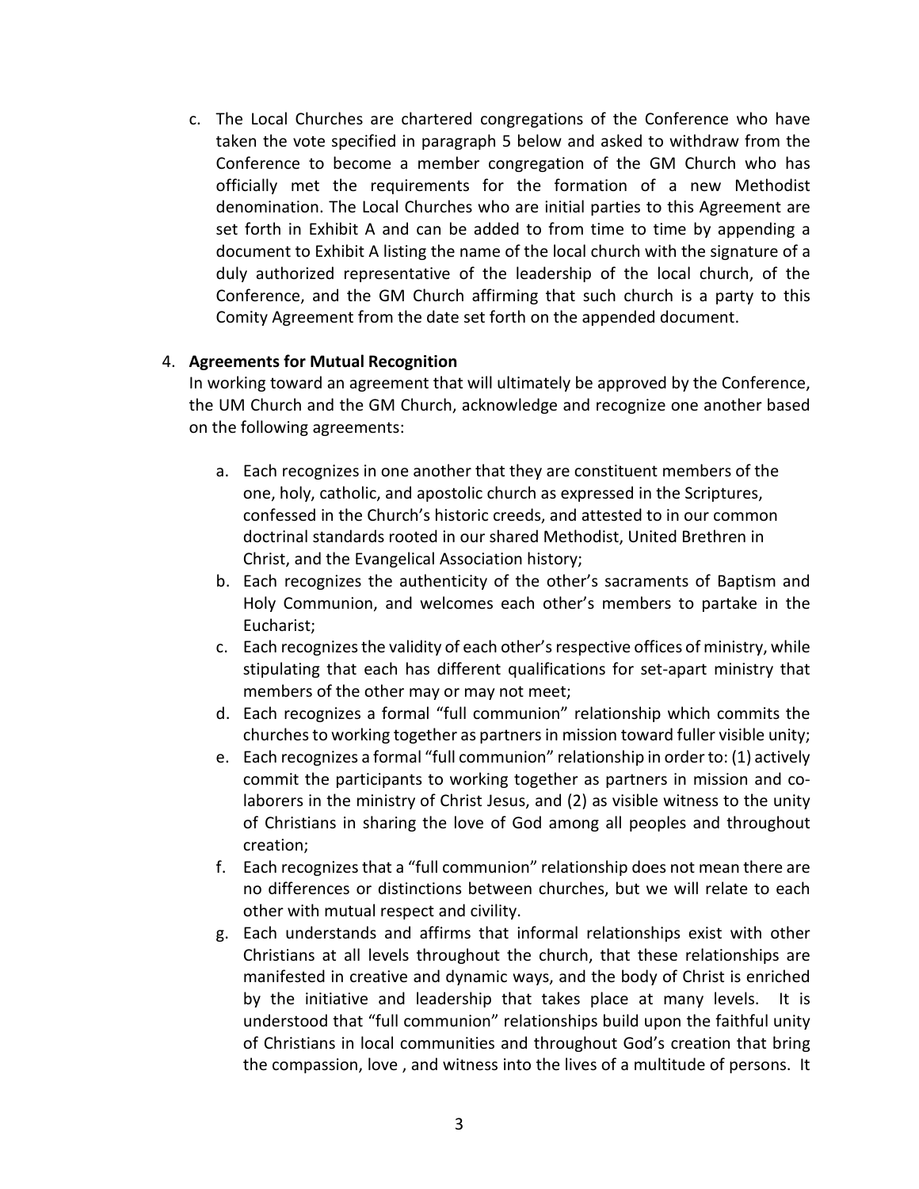c. The Local Churches are chartered congregations of the Conference who have taken the vote specified in paragraph 5 below and asked to withdraw from the Conference to become a member congregation of the GM Church who has officially met the requirements for the formation of a new Methodist denomination. The Local Churches who are initial parties to this Agreement are set forth in Exhibit A and can be added to from time to time by appending a document to Exhibit A listing the name of the local church with the signature of a duly authorized representative of the leadership of the local church, of the Conference, and the GM Church affirming that such church is a party to this Comity Agreement from the date set forth on the appended document.

4. **Agreements for Mutual Recognition**

   In working toward an agreement that will ultimately be approved by the Conference, the UM Church and the GM Church, acknowledge and recognize one another based on the following agreements:

   a. Each recognizes in one another that they are constituent members of the one, holy, catholic, and apostolic church as expressed in the Scriptures, confessed in the Church's historic creeds, and attested to in our common doctrinal standards rooted in our shared Methodist, United Brethren in Christ, and the Evangelical Association history;
   b. Each recognizes the authenticity of the other's sacraments of Baptism and Holy Communion, and welcomes each other's members to partake in the Eucharist;
   c. Each recognizes the validity of each other's respective offices of ministry, while stipulating that each has different qualifications for set-apart ministry that members of the other may or may not meet;
   d. Each recognizes a formal "full communion" relationship which commits the churches to working together as partners in mission toward fuller visible unity;
   e. Each recognizes a formal "full communion" relationship in order to: (1) actively commit the participants to working together as partners in mission and co-laborers in the ministry of Christ Jesus, and (2) as visible witness to the unity of Christians in sharing the love of God among all peoples and throughout creation;
   f. Each recognizes that a "full communion" relationship does not mean there are no differences or distinctions between churches, but we will relate to each other with mutual respect and civility.
   g. Each understands and affirms that informal relationships exist with other Christians at all levels throughout the church, that these relationships are manifested in creative and dynamic ways, and the body of Christ is enriched by the initiative and leadership that takes place at many levels. It is understood that "full communion" relationships build upon the faithful unity of Christians in local communities and throughout God's creation that bring the compassion, love , and witness into the lives of a multitude of persons. It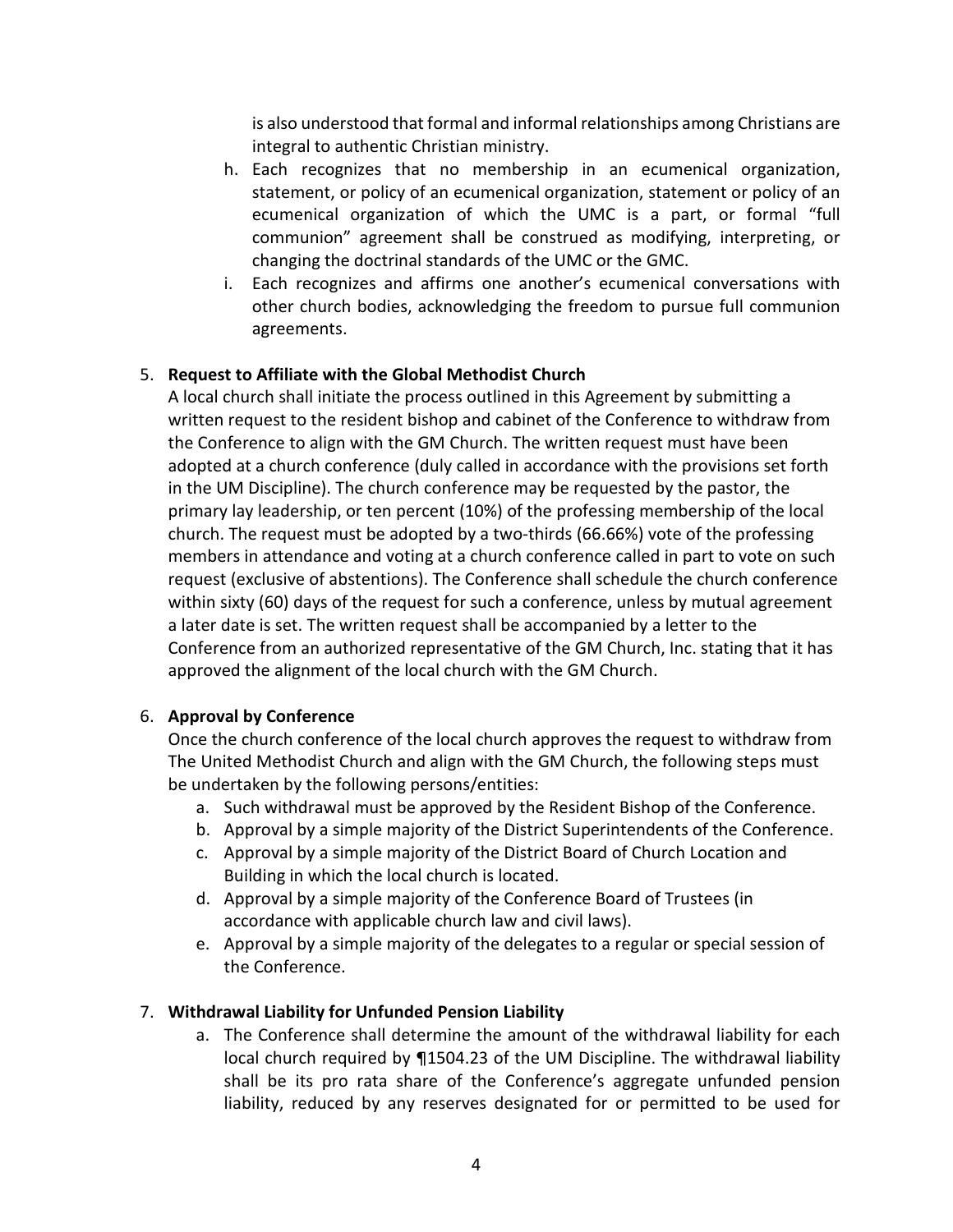is also understood that formal and informal relationships among Christians are integral to authentic Christian ministry.

h. Each recognizes that no membership in an ecumenical organization, statement, or policy of an ecumenical organization, statement or policy of an ecumenical organization of which the UMC is a part, or formal "full communion" agreement shall be construed as modifying, interpreting, or changing the doctrinal standards of the UMC or the GMC.
i. Each recognizes and affirms one another's ecumenical conversations with other church bodies, acknowledging the freedom to pursue full communion agreements.

5. **Request to Affiliate with the Global Methodist Church**

A local church shall initiate the process outlined in this Agreement by submitting a written request to the resident bishop and cabinet of the Conference to withdraw from the Conference to align with the GM Church. The written request must have been adopted at a church conference (duly called in accordance with the provisions set forth in the UM Discipline). The church conference may be requested by the pastor, the primary lay leadership, or ten percent (10%) of the professing membership of the local church. The request must be adopted by a two-thirds (66.66%) vote of the professing members in attendance and voting at a church conference called in part to vote on such request (exclusive of abstentions). The Conference shall schedule the church conference within sixty (60) days of the request for such a conference, unless by mutual agreement a later date is set. The written request shall be accompanied by a letter to the Conference from an authorized representative of the GM Church, Inc. stating that it has approved the alignment of the local church with the GM Church.

6. **Approval by Conference**

Once the church conference of the local church approves the request to withdraw from The United Methodist Church and align with the GM Church, the following steps must be undertaken by the following persons/entities:

a. Such withdrawal must be approved by the Resident Bishop of the Conference.
b. Approval by a simple majority of the District Superintendents of the Conference.
c. Approval by a simple majority of the District Board of Church Location and Building in which the local church is located.
d. Approval by a simple majority of the Conference Board of Trustees (in accordance with applicable church law and civil laws).
e. Approval by a simple majority of the delegates to a regular or special session of the Conference.

7. **Withdrawal Liability for Unfunded Pension Liability**

a. The Conference shall determine the amount of the withdrawal liability for each local church required by ¶1504.23 of the UM Discipline. The withdrawal liability shall be its pro rata share of the Conference's aggregate unfunded pension liability, reduced by any reserves designated for or permitted to be used for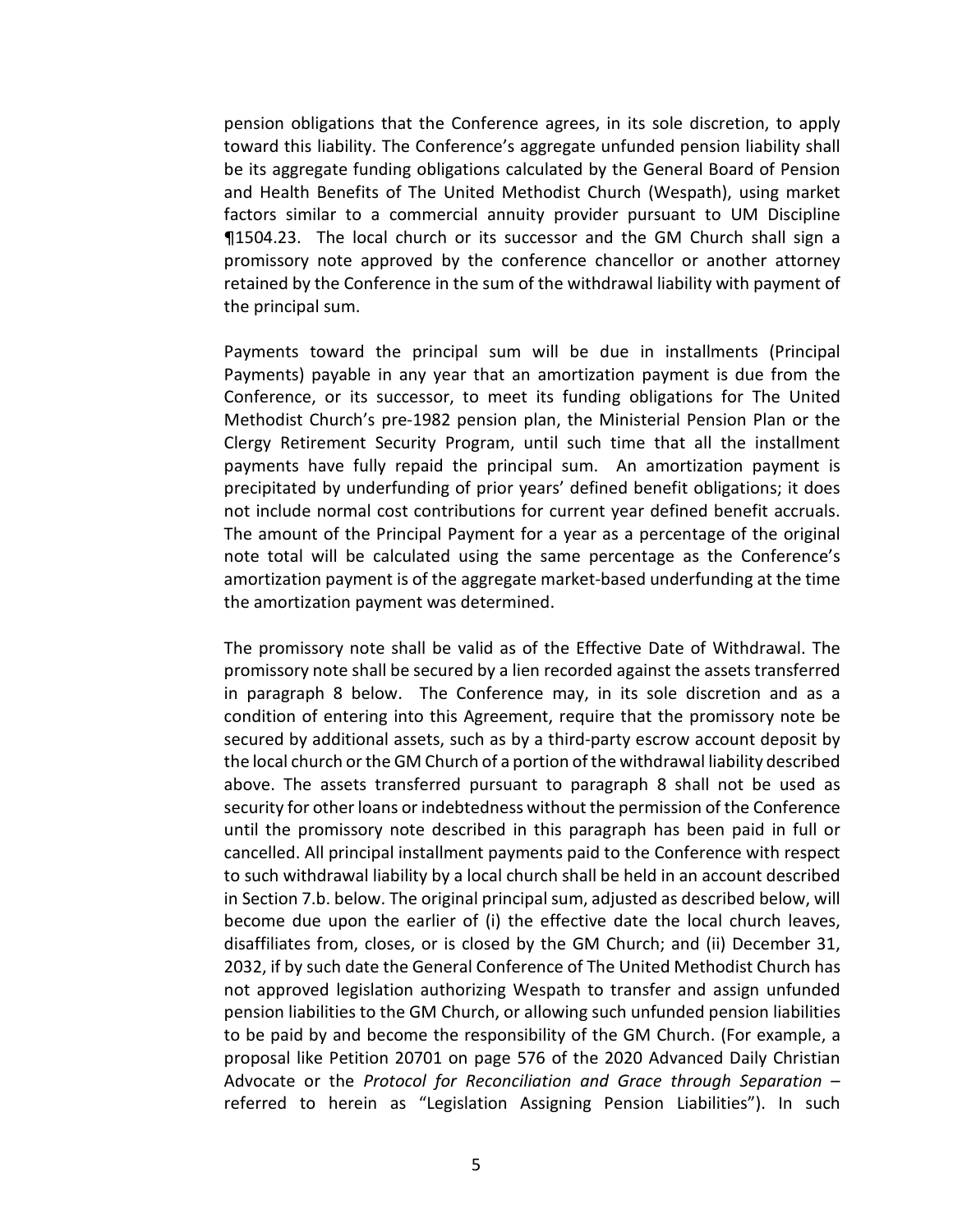pension obligations that the Conference agrees, in its sole discretion, to apply toward this liability. The Conference's aggregate unfunded pension liability shall be its aggregate funding obligations calculated by the General Board of Pension and Health Benefits of The United Methodist Church (Wespath), using market factors similar to a commercial annuity provider pursuant to UM Discipline ¶1504.23. The local church or its successor and the GM Church shall sign a promissory note approved by the conference chancellor or another attorney retained by the Conference in the sum of the withdrawal liability with payment of the principal sum.

Payments toward the principal sum will be due in installments (Principal Payments) payable in any year that an amortization payment is due from the Conference, or its successor, to meet its funding obligations for The United Methodist Church's pre-1982 pension plan, the Ministerial Pension Plan or the Clergy Retirement Security Program, until such time that all the installment payments have fully repaid the principal sum. An amortization payment is precipitated by underfunding of prior years' defined benefit obligations; it does not include normal cost contributions for current year defined benefit accruals. The amount of the Principal Payment for a year as a percentage of the original note total will be calculated using the same percentage as the Conference's amortization payment is of the aggregate market-based underfunding at the time the amortization payment was determined.

The promissory note shall be valid as of the Effective Date of Withdrawal. The promissory note shall be secured by a lien recorded against the assets transferred in paragraph 8 below. The Conference may, in its sole discretion and as a condition of entering into this Agreement, require that the promissory note be secured by additional assets, such as by a third-party escrow account deposit by the local church or the GM Church of a portion of the withdrawal liability described above. The assets transferred pursuant to paragraph 8 shall not be used as security for other loans or indebtedness without the permission of the Conference until the promissory note described in this paragraph has been paid in full or cancelled. All principal installment payments paid to the Conference with respect to such withdrawal liability by a local church shall be held in an account described in Section 7.b. below. The original principal sum, adjusted as described below, will become due upon the earlier of (i) the effective date the local church leaves, disaffiliates from, closes, or is closed by the GM Church; and (ii) December 31, 2032, if by such date the General Conference of The United Methodist Church has not approved legislation authorizing Wespath to transfer and assign unfunded pension liabilities to the GM Church, or allowing such unfunded pension liabilities to be paid by and become the responsibility of the GM Church. (For example, a proposal like Petition 20701 on page 576 of the 2020 Advanced Daily Christian Advocate or the *Protocol for Reconciliation and Grace through Separation* – referred to herein as "Legislation Assigning Pension Liabilities"). In such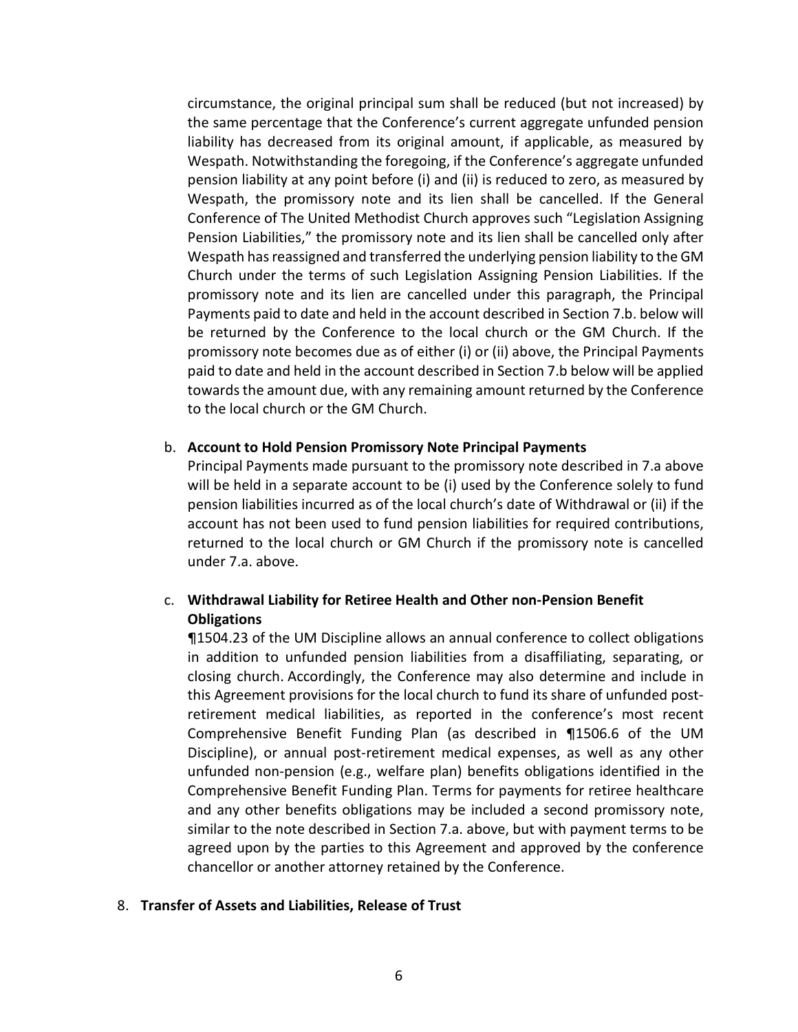circumstance, the original principal sum shall be reduced (but not increased) by the same percentage that the Conference's current aggregate unfunded pension liability has decreased from its original amount, if applicable, as measured by Wespath. Notwithstanding the foregoing, if the Conference's aggregate unfunded pension liability at any point before (i) and (ii) is reduced to zero, as measured by Wespath, the promissory note and its lien shall be cancelled. If the General Conference of The United Methodist Church approves such "Legislation Assigning Pension Liabilities," the promissory note and its lien shall be cancelled only after Wespath has reassigned and transferred the underlying pension liability to the GM Church under the terms of such Legislation Assigning Pension Liabilities. If the promissory note and its lien are cancelled under this paragraph, the Principal Payments paid to date and held in the account described in Section 7.b. below will be returned by the Conference to the local church or the GM Church. If the promissory note becomes due as of either (i) or (ii) above, the Principal Payments paid to date and held in the account described in Section 7.b below will be applied towards the amount due, with any remaining amount returned by the Conference to the local church or the GM Church.

b. **Account to Hold Pension Promissory Note Principal Payments**
Principal Payments made pursuant to the promissory note described in 7.a above will be held in a separate account to be (i) used by the Conference solely to fund pension liabilities incurred as of the local church's date of Withdrawal or (ii) if the account has not been used to fund pension liabilities for required contributions, returned to the local church or GM Church if the promissory note is cancelled under 7.a. above.

c. **Withdrawal Liability for Retiree Health and Other non-Pension Benefit Obligations**
¶1504.23 of the UM Discipline allows an annual conference to collect obligations in addition to unfunded pension liabilities from a disaffiliating, separating, or closing church. Accordingly, the Conference may also determine and include in this Agreement provisions for the local church to fund its share of unfunded post-retirement medical liabilities, as reported in the conference's most recent Comprehensive Benefit Funding Plan (as described in ¶1506.6 of the UM Discipline), or annual post-retirement medical expenses, as well as any other unfunded non-pension (e.g., welfare plan) benefits obligations identified in the Comprehensive Benefit Funding Plan. Terms for payments for retiree healthcare and any other benefits obligations may be included a second promissory note, similar to the note described in Section 7.a. above, but with payment terms to be agreed upon by the parties to this Agreement and approved by the conference chancellor or another attorney retained by the Conference.

8. **Transfer of Assets and Liabilities, Release of Trust**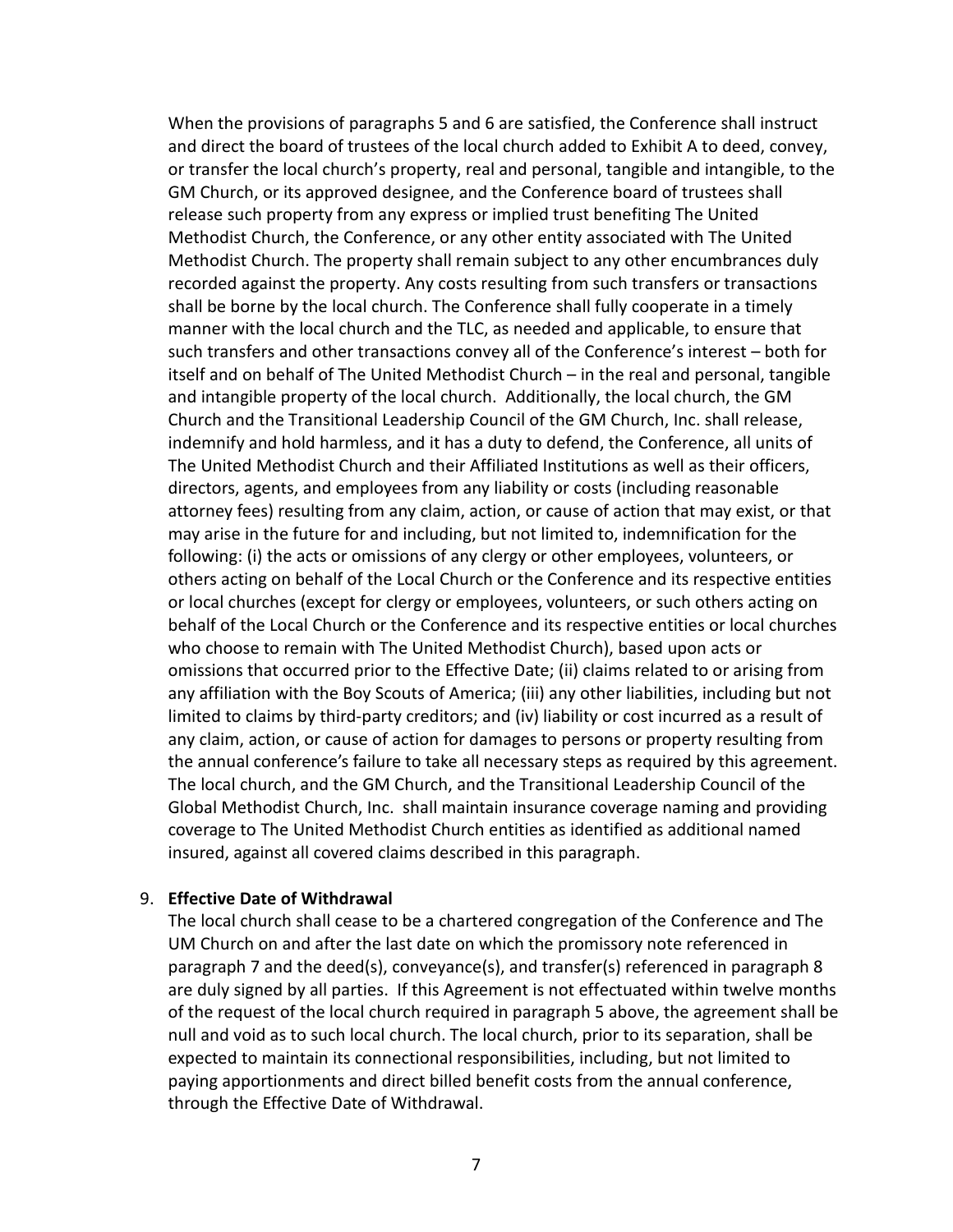When the provisions of paragraphs 5 and 6 are satisfied, the Conference shall instruct and direct the board of trustees of the local church added to Exhibit A to deed, convey, or transfer the local church's property, real and personal, tangible and intangible, to the GM Church, or its approved designee, and the Conference board of trustees shall release such property from any express or implied trust benefiting The United Methodist Church, the Conference, or any other entity associated with The United Methodist Church. The property shall remain subject to any other encumbrances duly recorded against the property. Any costs resulting from such transfers or transactions shall be borne by the local church. The Conference shall fully cooperate in a timely manner with the local church and the TLC, as needed and applicable, to ensure that such transfers and other transactions convey all of the Conference's interest – both for itself and on behalf of The United Methodist Church – in the real and personal, tangible and intangible property of the local church. Additionally, the local church, the GM Church and the Transitional Leadership Council of the GM Church, Inc. shall release, indemnify and hold harmless, and it has a duty to defend, the Conference, all units of The United Methodist Church and their Affiliated Institutions as well as their officers, directors, agents, and employees from any liability or costs (including reasonable attorney fees) resulting from any claim, action, or cause of action that may exist, or that may arise in the future for and including, but not limited to, indemnification for the following: (i) the acts or omissions of any clergy or other employees, volunteers, or others acting on behalf of the Local Church or the Conference and its respective entities or local churches (except for clergy or employees, volunteers, or such others acting on behalf of the Local Church or the Conference and its respective entities or local churches who choose to remain with The United Methodist Church), based upon acts or omissions that occurred prior to the Effective Date; (ii) claims related to or arising from any affiliation with the Boy Scouts of America; (iii) any other liabilities, including but not limited to claims by third-party creditors; and (iv) liability or cost incurred as a result of any claim, action, or cause of action for damages to persons or property resulting from the annual conference's failure to take all necessary steps as required by this agreement. The local church, and the GM Church, and the Transitional Leadership Council of the Global Methodist Church, Inc. shall maintain insurance coverage naming and providing coverage to The United Methodist Church entities as identified as additional named insured, against all covered claims described in this paragraph.

9. **Effective Date of Withdrawal**

   The local church shall cease to be a chartered congregation of the Conference and The UM Church on and after the last date on which the promissory note referenced in paragraph 7 and the deed(s), conveyance(s), and transfer(s) referenced in paragraph 8 are duly signed by all parties. If this Agreement is not effectuated within twelve months of the request of the local church required in paragraph 5 above, the agreement shall be null and void as to such local church. The local church, prior to its separation, shall be expected to maintain its connectional responsibilities, including, but not limited to paying apportionments and direct billed benefit costs from the annual conference, through the Effective Date of Withdrawal.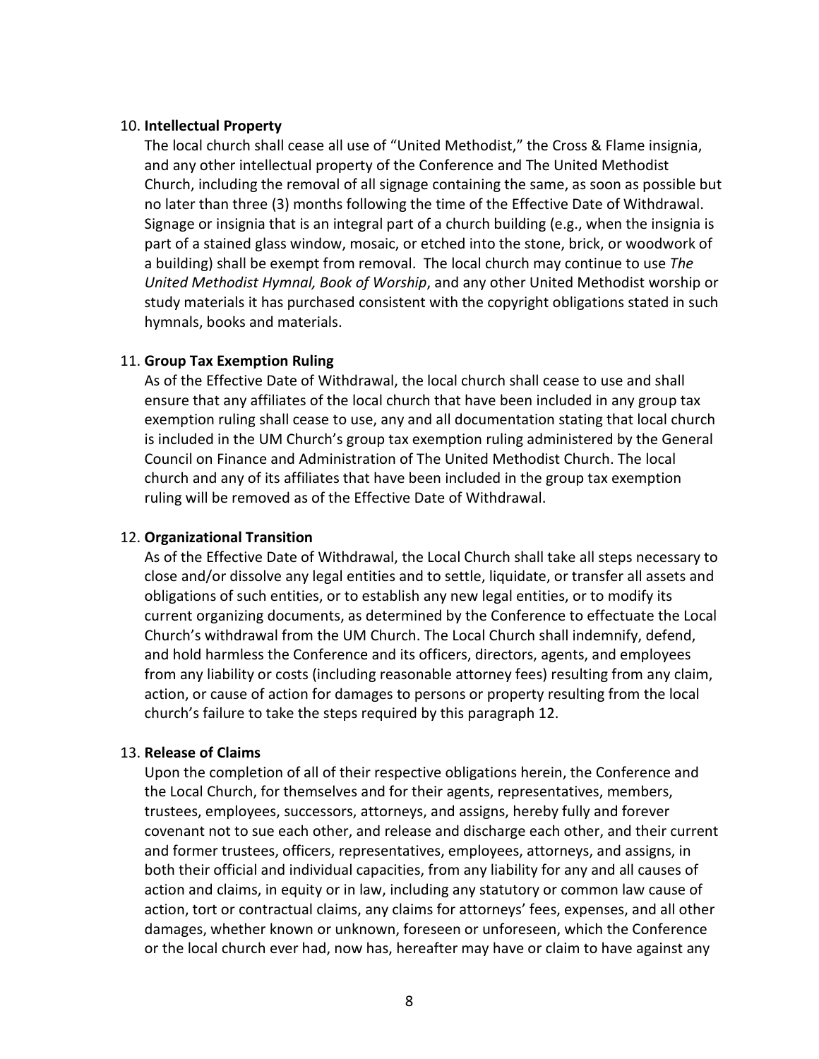10. **Intellectual Property**
    The local church shall cease all use of "United Methodist," the Cross & Flame insignia, and any other intellectual property of the Conference and The United Methodist Church, including the removal of all signage containing the same, as soon as possible but no later than three (3) months following the time of the Effective Date of Withdrawal. Signage or insignia that is an integral part of a church building (e.g., when the insignia is part of a stained glass window, mosaic, or etched into the stone, brick, or woodwork of a building) shall be exempt from removal. The local church may continue to use *The United Methodist Hymnal, Book of Worship*, and any other United Methodist worship or study materials it has purchased consistent with the copyright obligations stated in such hymnals, books and materials.

11. **Group Tax Exemption Ruling**
    As of the Effective Date of Withdrawal, the local church shall cease to use and shall ensure that any affiliates of the local church that have been included in any group tax exemption ruling shall cease to use, any and all documentation stating that local church is included in the UM Church's group tax exemption ruling administered by the General Council on Finance and Administration of The United Methodist Church. The local church and any of its affiliates that have been included in the group tax exemption ruling will be removed as of the Effective Date of Withdrawal.

12. **Organizational Transition**
    As of the Effective Date of Withdrawal, the Local Church shall take all steps necessary to close and/or dissolve any legal entities and to settle, liquidate, or transfer all assets and obligations of such entities, or to establish any new legal entities, or to modify its current organizing documents, as determined by the Conference to effectuate the Local Church's withdrawal from the UM Church. The Local Church shall indemnify, defend, and hold harmless the Conference and its officers, directors, agents, and employees from any liability or costs (including reasonable attorney fees) resulting from any claim, action, or cause of action for damages to persons or property resulting from the local church's failure to take the steps required by this paragraph 12.

13. **Release of Claims**
    Upon the completion of all of their respective obligations herein, the Conference and the Local Church, for themselves and for their agents, representatives, members, trustees, employees, successors, attorneys, and assigns, hereby fully and forever covenant not to sue each other, and release and discharge each other, and their current and former trustees, officers, representatives, employees, attorneys, and assigns, in both their official and individual capacities, from any liability for any and all causes of action and claims, in equity or in law, including any statutory or common law cause of action, tort or contractual claims, any claims for attorneys' fees, expenses, and all other damages, whether known or unknown, foreseen or unforeseen, which the Conference or the local church ever had, now has, hereafter may have or claim to have against any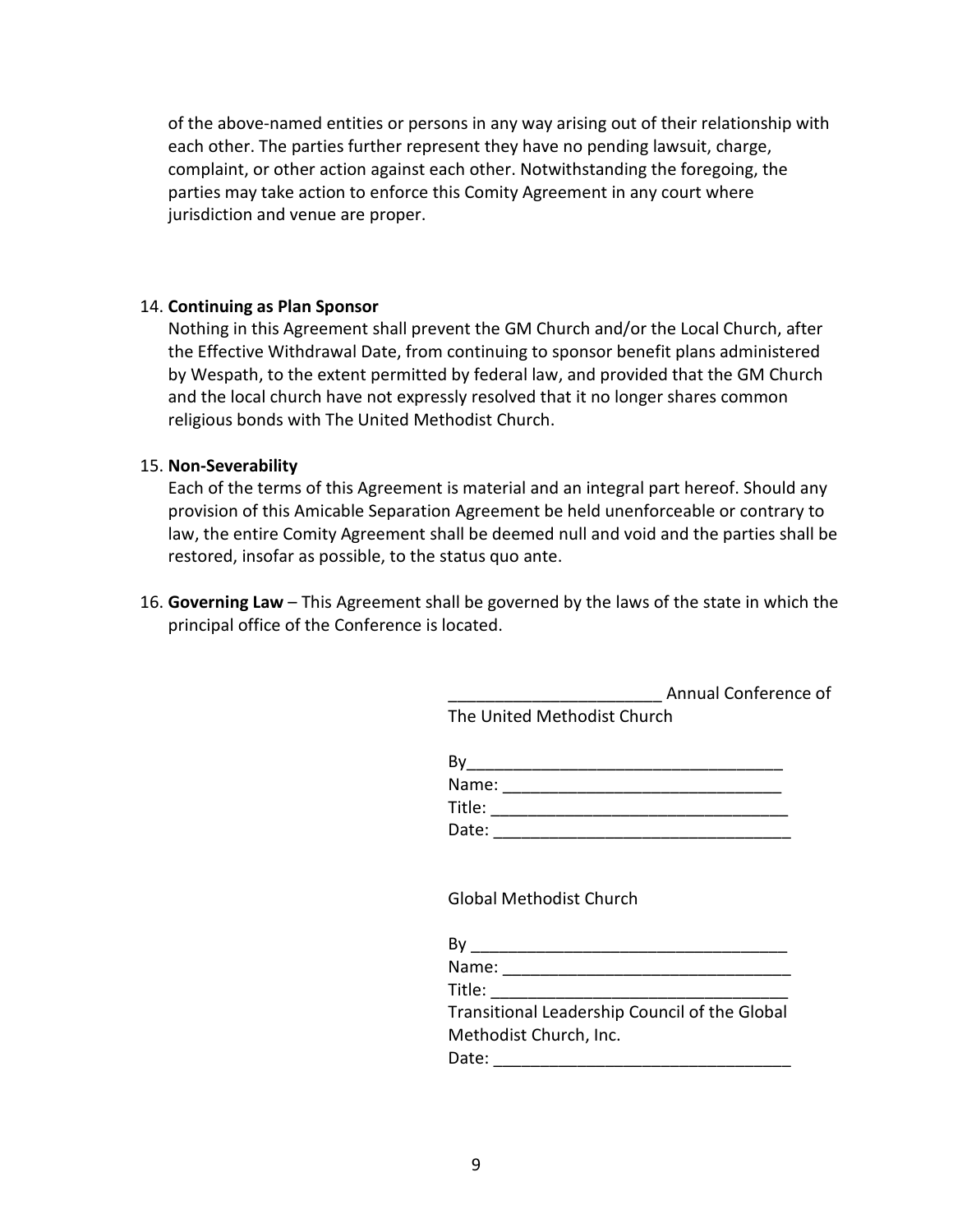of the above-named entities or persons in any way arising out of their relationship with each other. The parties further represent they have no pending lawsuit, charge, complaint, or other action against each other. Notwithstanding the foregoing, the parties may take action to enforce this Comity Agreement in any court where jurisdiction and venue are proper.

14. **Continuing as Plan Sponsor**
    Nothing in this Agreement shall prevent the GM Church and/or the Local Church, after the Effective Withdrawal Date, from continuing to sponsor benefit plans administered by Wespath, to the extent permitted by federal law, and provided that the GM Church and the local church have not expressly resolved that it no longer shares common religious bonds with The United Methodist Church.

15. **Non-Severability**
    Each of the terms of this Agreement is material and an integral part hereof. Should any provision of this Amicable Separation Agreement be held unenforceable or contrary to law, the entire Comity Agreement shall be deemed null and void and the parties shall be restored, insofar as possible, to the status quo ante.

16. **Governing Law** – This Agreement shall be governed by the laws of the state in which the principal office of the Conference is located.

_______________________ Annual Conference of The United Methodist Church

By__________________________________
Name: ______________________________
Title: _______________________________
Date: _______________________________

Global Methodist Church

By _________________________________
Name: ______________________________
Title: _______________________________
Transitional Leadership Council of the Global Methodist Church, Inc.
Date: _______________________________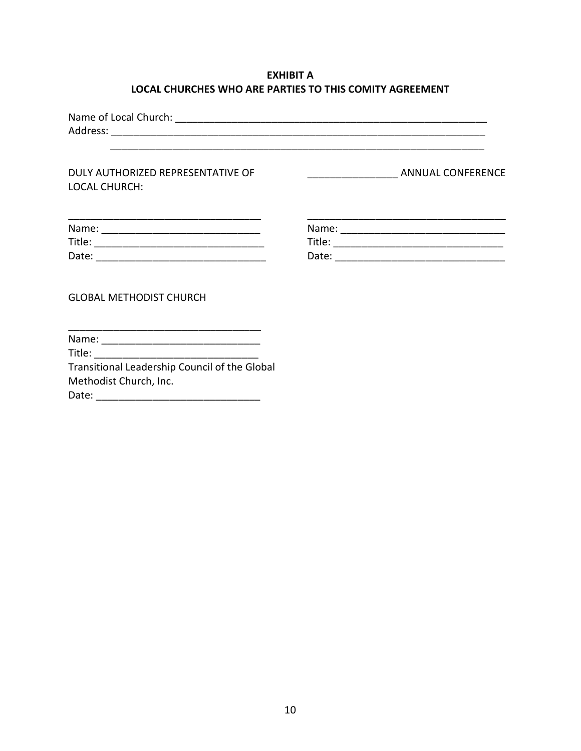**EXHIBIT A**
**LOCAL CHURCHES WHO ARE PARTIES TO THIS COMITY AGREEMENT**

Name of Local Church: ____________________________________________________________
Address: ________________________________________________________________________
________________________________________________________________________

DULY AUTHORIZED REPRESENTATIVE OF LOCAL CHURCH:

___________________________________
Name: _____________________________
Title: ______________________________
Date: ______________________________

________________ ANNUAL CONFERENCE

____________________________________
Name: ______________________________
Title: _______________________________
Date: _______________________________

GLOBAL METHODIST CHURCH

___________________________________
Name: _____________________________
Title: _____________________________
Transitional Leadership Council of the Global Methodist Church, Inc.
Date: _____________________________